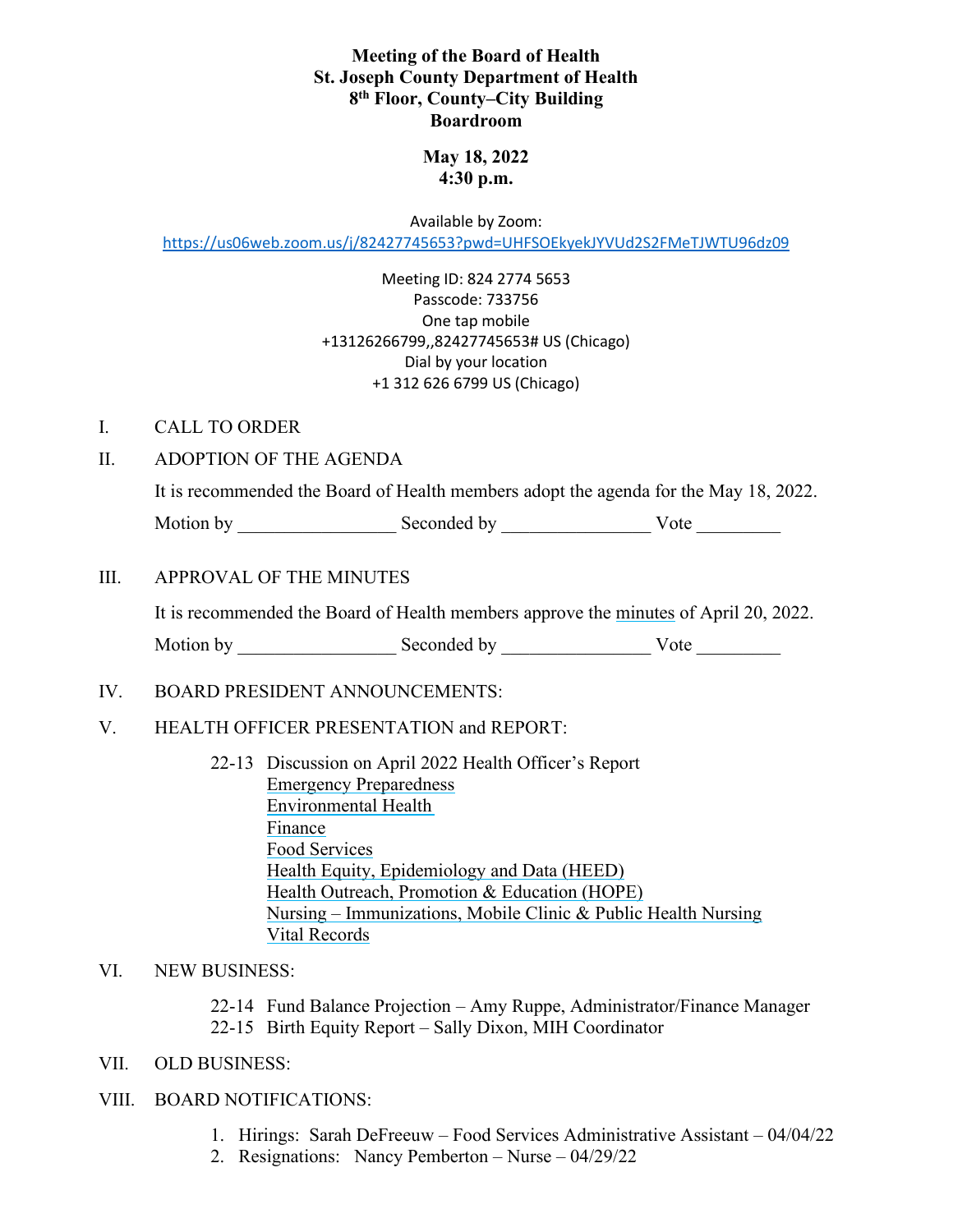# Meeting of the Board of Health
## St. Joseph County Department of Health
## 8th Floor, County–City Building
## Boardroom

**May 18, 2022**
**4:30 p.m.**

Available by Zoom:
https://us06web.zoom.us/j/82427745653?pwd=UHFSOEkyekJYVUd2S2FMeTJWTU96dz09

Meeting ID: 824 2774 5653
Passcode: 733756
One tap mobile
+13126266799,,82427745653# US (Chicago)
Dial by your location
+1 312 626 6799 US (Chicago)

I. CALL TO ORDER

II. ADOPTION OF THE AGENDA

It is recommended the Board of Health members adopt the agenda for the May 18, 2022.

Motion by ________________ Seconded by _______________ Vote _________

III. APPROVAL OF THE MINUTES

It is recommended the Board of Health members approve the minutes of April 20, 2022.

Motion by ________________ Seconded by _______________ Vote _________

IV. BOARD PRESIDENT ANNOUNCEMENTS:

V. HEALTH OFFICER PRESENTATION and REPORT:

22-13 Discussion on April 2022 Health Officer's Report
- Emergency Preparedness
- Environmental Health
- Finance
- Food Services
- Health Equity, Epidemiology and Data (HEED)
- Health Outreach, Promotion & Education (HOPE)
- Nursing – Immunizations, Mobile Clinic & Public Health Nursing
- Vital Records

VI. NEW BUSINESS:

22-14 Fund Balance Projection – Amy Ruppe, Administrator/Finance Manager
22-15 Birth Equity Report – Sally Dixon, MIH Coordinator

VII. OLD BUSINESS:

VIII. BOARD NOTIFICATIONS:

1. Hirings: Sarah DeFreeuw – Food Services Administrative Assistant – 04/04/22
2. Resignations: Nancy Pemberton – Nurse – 04/29/22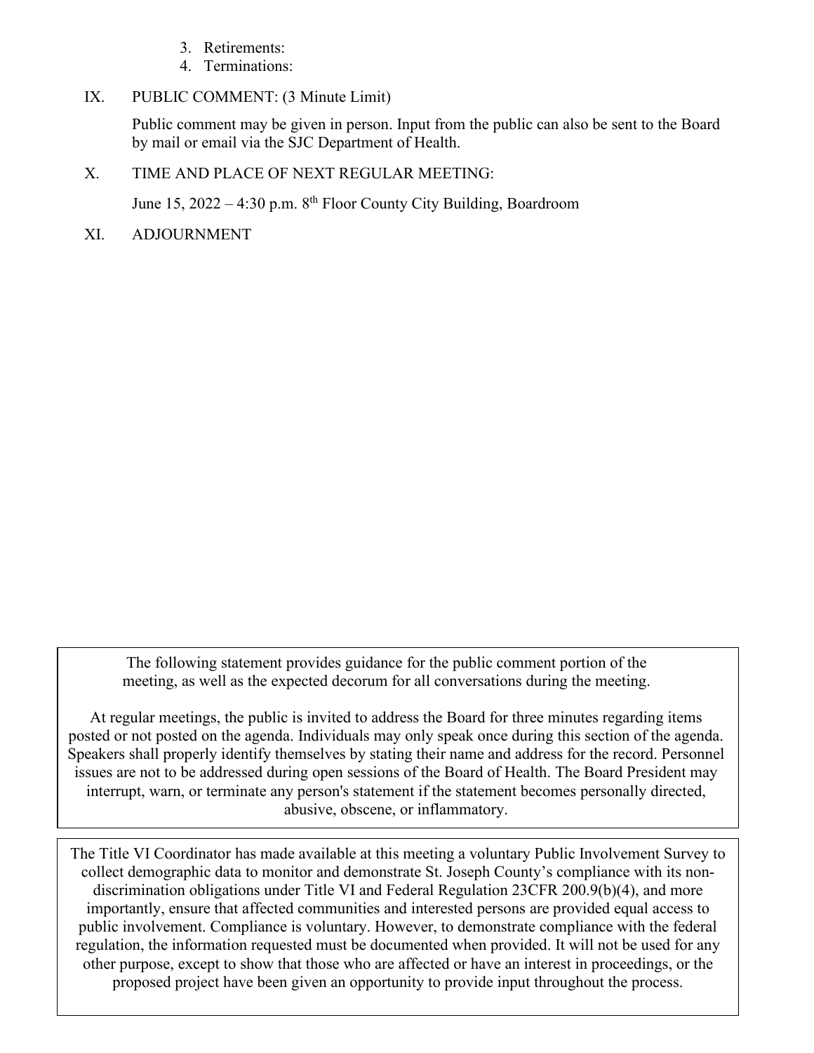3. Retirements:
4. Terminations:

IX. PUBLIC COMMENT: (3 Minute Limit)

Public comment may be given in person. Input from the public can also be sent to the Board by mail or email via the SJC Department of Health.

X. TIME AND PLACE OF NEXT REGULAR MEETING:

June 15, 2022 – 4:30 p.m. 8th Floor County City Building, Boardroom

XI. ADJOURNMENT

The following statement provides guidance for the public comment portion of the meeting, as well as the expected decorum for all conversations during the meeting.

At regular meetings, the public is invited to address the Board for three minutes regarding items posted or not posted on the agenda. Individuals may only speak once during this section of the agenda. Speakers shall properly identify themselves by stating their name and address for the record. Personnel issues are not to be addressed during open sessions of the Board of Health. The Board President may interrupt, warn, or terminate any person's statement if the statement becomes personally directed, abusive, obscene, or inflammatory.

The Title VI Coordinator has made available at this meeting a voluntary Public Involvement Survey to collect demographic data to monitor and demonstrate St. Joseph County's compliance with its non-discrimination obligations under Title VI and Federal Regulation 23CFR 200.9(b)(4), and more importantly, ensure that affected communities and interested persons are provided equal access to public involvement. Compliance is voluntary. However, to demonstrate compliance with the federal regulation, the information requested must be documented when provided. It will not be used for any other purpose, except to show that those who are affected or have an interest in proceedings, or the proposed project have been given an opportunity to provide input throughout the process.